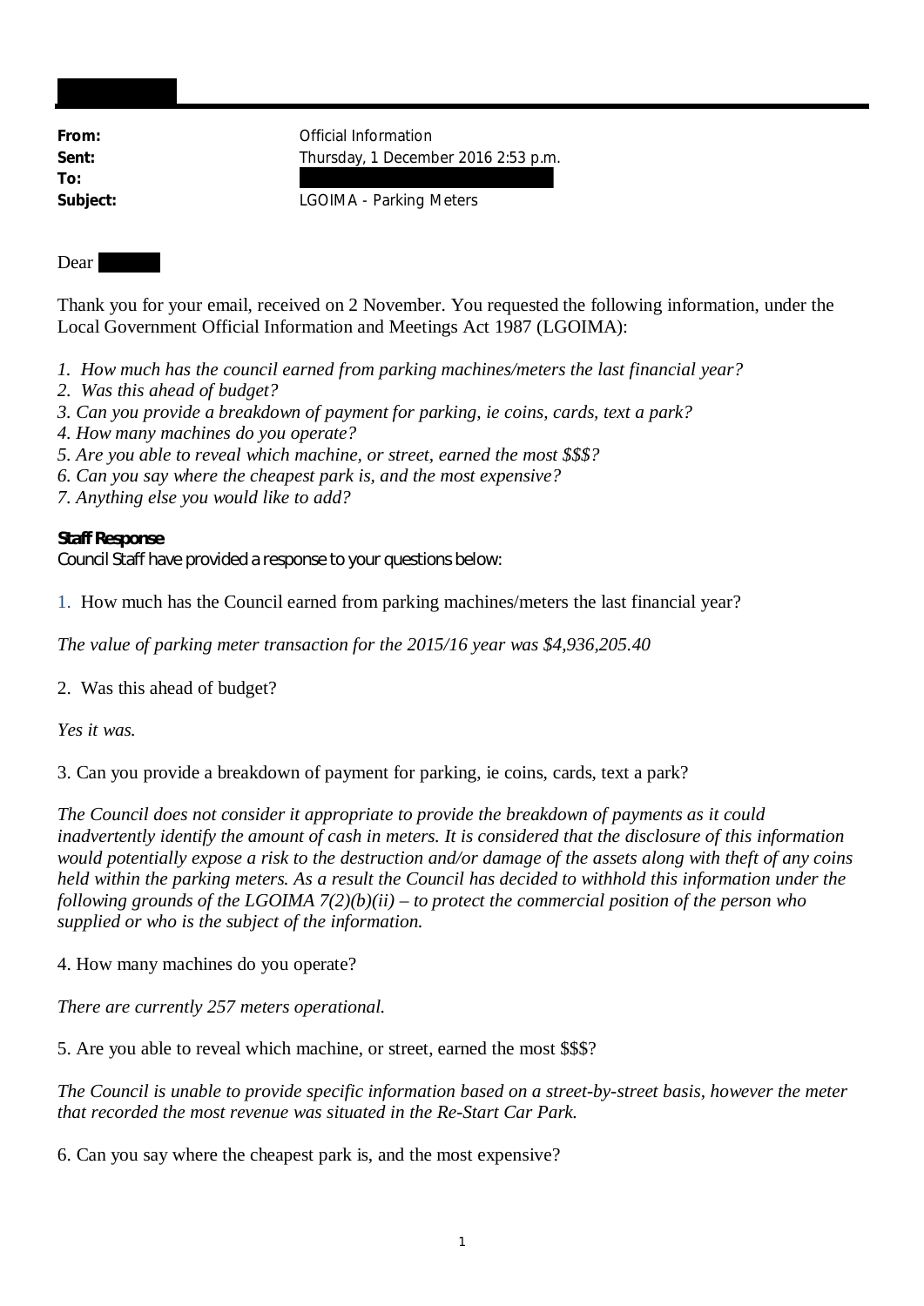**From:** Official Information
**Sent:** Thursday, 1 December 2016 2:53 p.m.
**To:**
**Subject:** LGOIMA - Parking Meters

Dear

Thank you for your email, received on 2 November. You requested the following information, under the Local Government Official Information and Meetings Act 1987 (LGOIMA):

*1. How much has the council earned from parking machines/meters the last financial year?*
*2. Was this ahead of budget?*
*3. Can you provide a breakdown of payment for parking, ie coins, cards, text a park?*
*4. How many machines do you operate?*
*5. Are you able to reveal which machine, or street, earned the most $$$?*
*6. Can you say where the cheapest park is, and the most expensive?*
*7. Anything else you would like to add?*

**Staff Response**
Council Staff have provided a response to your questions below:

1. How much has the Council earned from parking machines/meters the last financial year?

*The value of parking meter transaction for the 2015/16 year was $4,936,205.40*

2. Was this ahead of budget?

*Yes it was.*

3. Can you provide a breakdown of payment for parking, ie coins, cards, text a park?

*The Council does not consider it appropriate to provide the breakdown of payments as it could inadvertently identify the amount of cash in meters. It is considered that the disclosure of this information would potentially expose a risk to the destruction and/or damage of the assets along with theft of any coins held within the parking meters. As a result the Council has decided to withhold this information under the following grounds of the LGOIMA 7(2)(b)(ii) – to protect the commercial position of the person who supplied or who is the subject of the information.*

4. How many machines do you operate?

*There are currently 257 meters operational.*

5. Are you able to reveal which machine, or street, earned the most $$$?

*The Council is unable to provide specific information based on a street-by-street basis, however the meter that recorded the most revenue was situated in the Re-Start Car Park.*

6. Can you say where the cheapest park is, and the most expensive?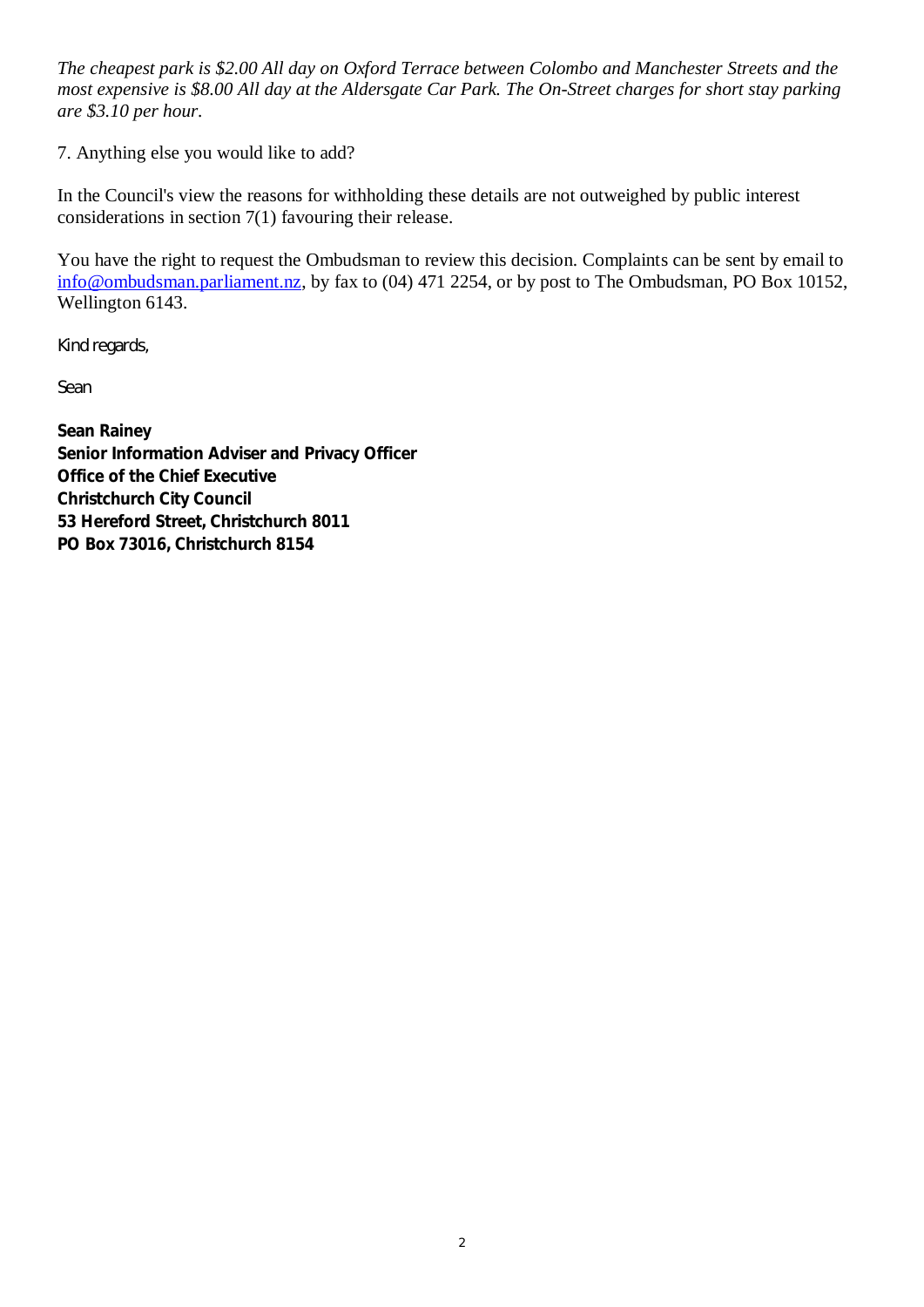*The cheapest park is $2.00 All day on Oxford Terrace between Colombo and Manchester Streets and the most expensive is $8.00 All day at the Aldersgate Car Park. The On-Street charges for short stay parking are $3.10 per hour.*

7. Anything else you would like to add?

In the Council's view the reasons for withholding these details are not outweighed by public interest considerations in section 7(1) favouring their release.

You have the right to request the Ombudsman to review this decision. Complaints can be sent by email to info@ombudsman.parliament.nz, by fax to (04) 471 2254, or by post to The Ombudsman, PO Box 10152, Wellington 6143.

Kind regards,

Sean

**Sean Rainey**
**Senior Information Adviser and Privacy Officer**
**Office of the Chief Executive**
**Christchurch City Council**
**53 Hereford Street, Christchurch 8011**
**PO Box 73016, Christchurch 8154**